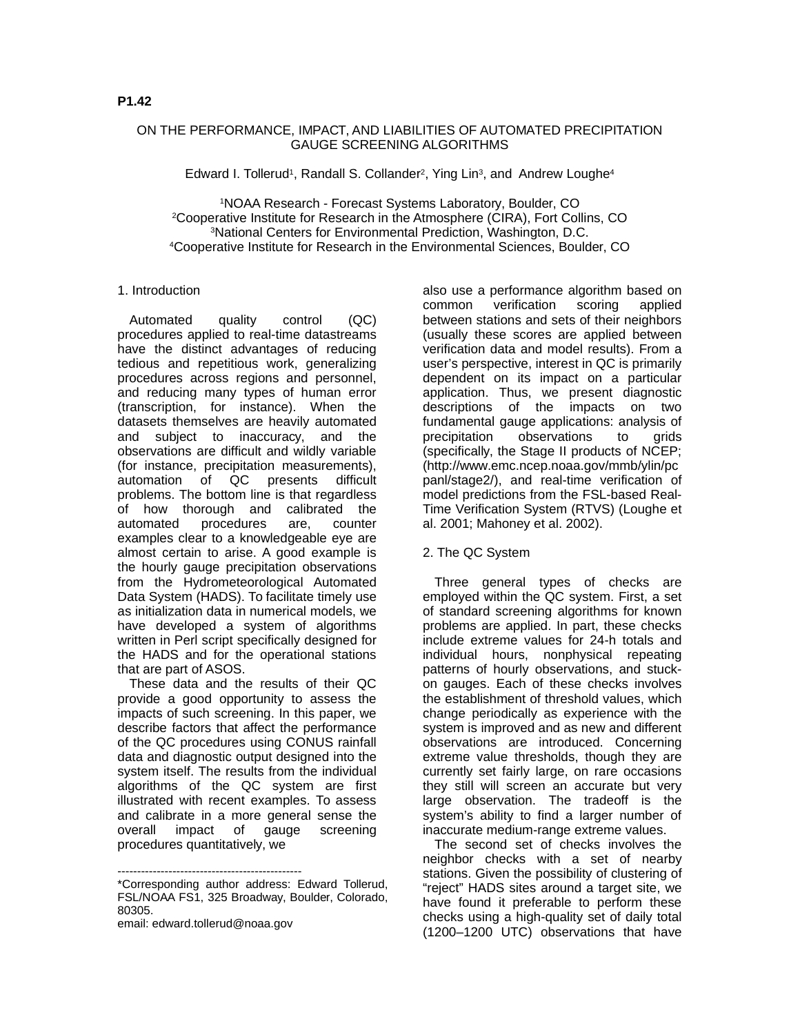**P1.42**

# ON THE PERFORMANCE, IMPACT, AND LIABILITIES OF AUTOMATED PRECIPITATION GAUGE SCREENING ALGORITHMS

Edward I. Tollerud[1], Randall S. Collander[2], Ying Lin[3], and Andrew Loughe[4]

[1]NOAA Research - Forecast Systems Laboratory, Boulder, CO
[2]Cooperative Institute for Research in the Atmosphere (CIRA), Fort Collins, CO
[3]National Centers for Environmental Prediction, Washington, D.C.
[4]Cooperative Institute for Research in the Environmental Sciences, Boulder, CO

## 1. Introduction

Automated quality control (QC) procedures applied to real-time datastreams have the distinct advantages of reducing tedious and repetitious work, generalizing procedures across regions and personnel, and reducing many types of human error (transcription, for instance). When the datasets themselves are heavily automated and subject to inaccuracy, and the observations are difficult and wildly variable (for instance, precipitation measurements), automation of QC presents difficult problems. The bottom line is that regardless of how thorough and calibrated the automated procedures are, counter examples clear to a knowledgeable eye are almost certain to arise. A good example is the hourly gauge precipitation observations from the Hydrometeorological Automated Data System (HADS). To facilitate timely use as initialization data in numerical models, we have developed a system of algorithms written in Perl script specifically designed for the HADS and for the operational stations that are part of ASOS.

These data and the results of their QC provide a good opportunity to assess the impacts of such screening. In this paper, we describe factors that affect the performance of the QC procedures using CONUS rainfall data and diagnostic output designed into the system itself. The results from the individual algorithms of the QC system are first illustrated with recent examples. To assess and calibrate in a more general sense the overall impact of gauge screening procedures quantitatively, we also use a performance algorithm based on common verification scoring applied between stations and sets of their neighbors (usually these scores are applied between verification data and model results). From a user's perspective, interest in QC is primarily dependent on its impact on a particular application. Thus, we present diagnostic descriptions of the impacts on two fundamental gauge applications: analysis of precipitation observations to grids (specifically, the Stage II products of NCEP; (http://www.emc.ncep.noaa.gov/mmb/ylin/pcpanl/stage2/), and real-time verification of model predictions from the FSL-based Real-Time Verification System (RTVS) (Loughe et al. 2001; Mahoney et al. 2002).

## 2. The QC System

Three general types of checks are employed within the QC system. First, a set of standard screening algorithms for known problems are applied. In part, these checks include extreme values for 24-h totals and individual hours, nonphysical repeating patterns of hourly observations, and stuck-on gauges. Each of these checks involves the establishment of threshold values, which change periodically as experience with the system is improved and as new and different observations are introduced. Concerning extreme value thresholds, though they are currently set fairly large, on rare occasions they still will screen an accurate but very large observation. The tradeoff is the system's ability to find a larger number of inaccurate medium-range extreme values.

The second set of checks involves the neighbor checks with a set of nearby stations. Given the possibility of clustering of "reject" HADS sites around a target site, we have found it preferable to perform these checks using a high-quality set of daily total (1200–1200 UTC) observations that have

-----------------------------------------------

*Corresponding author address: Edward Tollerud, FSL/NOAA FS1, 325 Broadway, Boulder, Colorado, 80305.
email: edward.tollerud@noaa.gov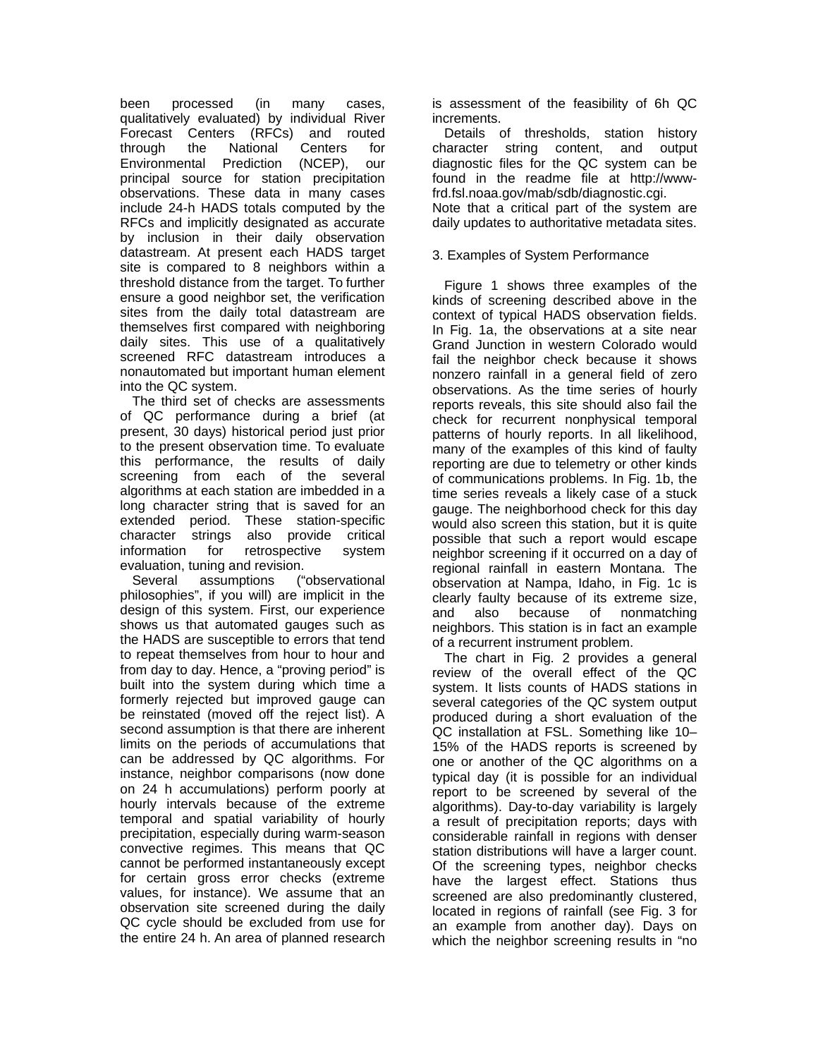been processed (in many cases, qualitatively evaluated) by individual River Forecast Centers (RFCs) and routed through the National Centers for Environmental Prediction (NCEP), our principal source for station precipitation observations. These data in many cases include 24-h HADS totals computed by the RFCs and implicitly designated as accurate by inclusion in their daily observation datastream. At present each HADS target site is compared to 8 neighbors within a threshold distance from the target. To further ensure a good neighbor set, the verification sites from the daily total datastream are themselves first compared with neighboring daily sites. This use of a qualitatively screened RFC datastream introduces a nonautomated but important human element into the QC system.

The third set of checks are assessments of QC performance during a brief (at present, 30 days) historical period just prior to the present observation time. To evaluate this performance, the results of daily screening from each of the several algorithms at each station are imbedded in a long character string that is saved for an extended period. These station-specific character strings also provide critical information for retrospective system evaluation, tuning and revision.

Several assumptions ("observational philosophies", if you will) are implicit in the design of this system. First, our experience shows us that automated gauges such as the HADS are susceptible to errors that tend to repeat themselves from hour to hour and from day to day. Hence, a "proving period" is built into the system during which time a formerly rejected but improved gauge can be reinstated (moved off the reject list). A second assumption is that there are inherent limits on the periods of accumulations that can be addressed by QC algorithms. For instance, neighbor comparisons (now done on 24 h accumulations) perform poorly at hourly intervals because of the extreme temporal and spatial variability of hourly precipitation, especially during warm-season convective regimes. This means that QC cannot be performed instantaneously except for certain gross error checks (extreme values, for instance). We assume that an observation site screened during the daily QC cycle should be excluded from use for the entire 24 h. An area of planned research is assessment of the feasibility of 6h QC increments.

Details of thresholds, station history character string content, and output diagnostic files for the QC system can be found in the readme file at http://www-frd.fsl.noaa.gov/mab/sdb/diagnostic.cgi.
Note that a critical part of the system are daily updates to authoritative metadata sites.

## 3. Examples of System Performance

Figure 1 shows three examples of the kinds of screening described above in the context of typical HADS observation fields. In Fig. 1a, the observations at a site near Grand Junction in western Colorado would fail the neighbor check because it shows nonzero rainfall in a general field of zero observations. As the time series of hourly reports reveals, this site should also fail the check for recurrent nonphysical temporal patterns of hourly reports. In all likelihood, many of the examples of this kind of faulty reporting are due to telemetry or other kinds of communications problems. In Fig. 1b, the time series reveals a likely case of a stuck gauge. The neighborhood check for this day would also screen this station, but it is quite possible that such a report would escape neighbor screening if it occurred on a day of regional rainfall in eastern Montana. The observation at Nampa, Idaho, in Fig. 1c is clearly faulty because of its extreme size, and also because of nonmatching neighbors. This station is in fact an example of a recurrent instrument problem.

The chart in Fig. 2 provides a general review of the overall effect of the QC system. It lists counts of HADS stations in several categories of the QC system output produced during a short evaluation of the QC installation at FSL. Something like 10–15% of the HADS reports is screened by one or another of the QC algorithms on a typical day (it is possible for an individual report to be screened by several of the algorithms). Day-to-day variability is largely a result of precipitation reports; days with considerable rainfall in regions with denser station distributions will have a larger count. Of the screening types, neighbor checks have the largest effect. Stations thus screened are also predominantly clustered, located in regions of rainfall (see Fig. 3 for an example from another day). Days on which the neighbor screening results in "no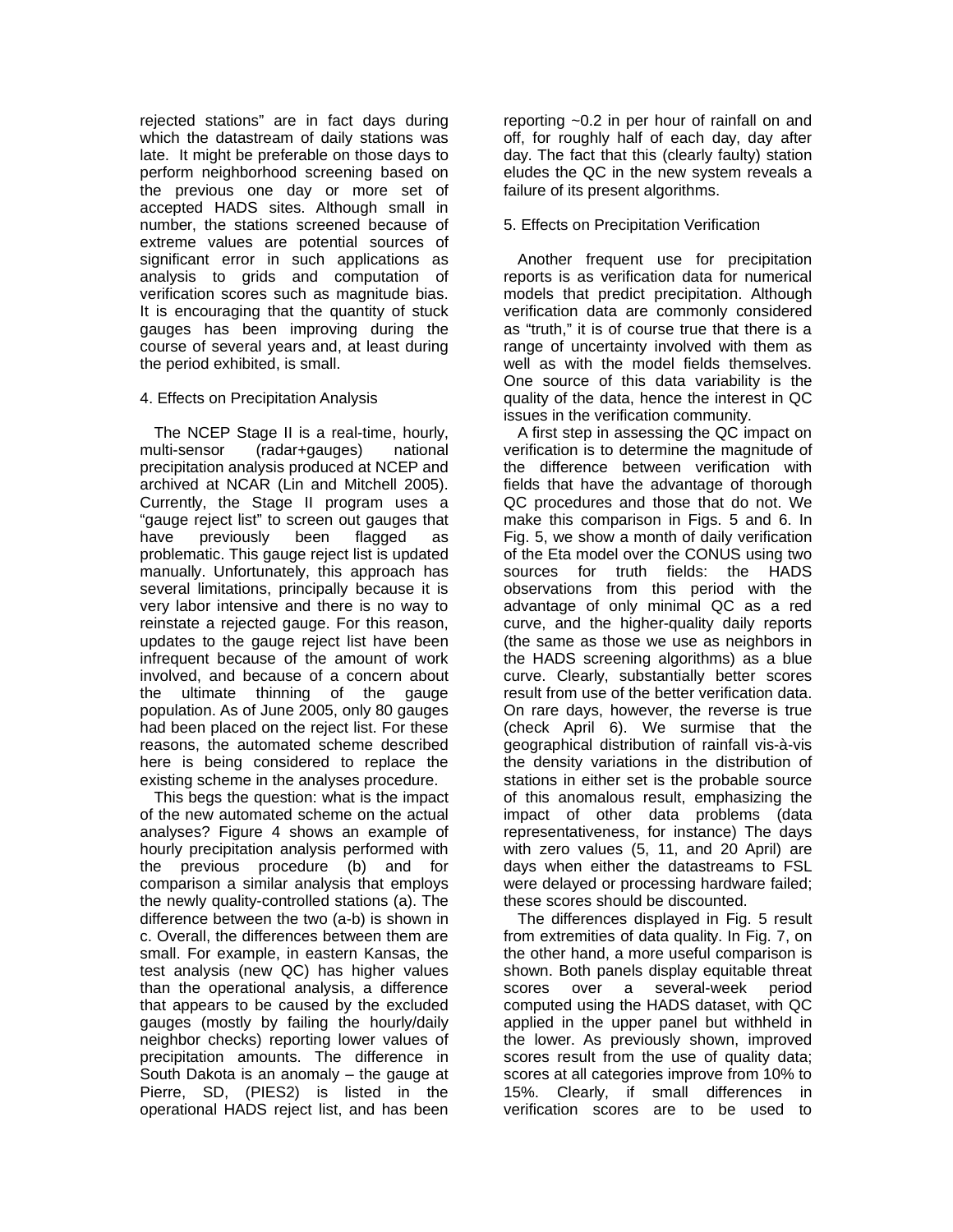rejected stations" are in fact days during which the datastream of daily stations was late. It might be preferable on those days to perform neighborhood screening based on the previous one day or more set of accepted HADS sites. Although small in number, the stations screened because of extreme values are potential sources of significant error in such applications as analysis to grids and computation of verification scores such as magnitude bias. It is encouraging that the quantity of stuck gauges has been improving during the course of several years and, at least during the period exhibited, is small.

## 4. Effects on Precipitation Analysis

The NCEP Stage II is a real-time, hourly, multi-sensor (radar+gauges) national precipitation analysis produced at NCEP and archived at NCAR (Lin and Mitchell 2005). Currently, the Stage II program uses a "gauge reject list" to screen out gauges that have previously been flagged as problematic. This gauge reject list is updated manually. Unfortunately, this approach has several limitations, principally because it is very labor intensive and there is no way to reinstate a rejected gauge. For this reason, updates to the gauge reject list have been infrequent because of the amount of work involved, and because of a concern about the ultimate thinning of the gauge population. As of June 2005, only 80 gauges had been placed on the reject list. For these reasons, the automated scheme described here is being considered to replace the existing scheme in the analyses procedure.

This begs the question: what is the impact of the new automated scheme on the actual analyses? Figure 4 shows an example of hourly precipitation analysis performed with the previous procedure (b) and for comparison a similar analysis that employs the newly quality-controlled stations (a). The difference between the two (a-b) is shown in c. Overall, the differences between them are small. For example, in eastern Kansas, the test analysis (new QC) has higher values than the operational analysis, a difference that appears to be caused by the excluded gauges (mostly by failing the hourly/daily neighbor checks) reporting lower values of precipitation amounts. The difference in South Dakota is an anomaly – the gauge at Pierre, SD, (PIES2) is listed in the operational HADS reject list, and has been reporting ~0.2 in per hour of rainfall on and off, for roughly half of each day, day after day. The fact that this (clearly faulty) station eludes the QC in the new system reveals a failure of its present algorithms.

## 5. Effects on Precipitation Verification

Another frequent use for precipitation reports is as verification data for numerical models that predict precipitation. Although verification data are commonly considered as "truth," it is of course true that there is a range of uncertainty involved with them as well as with the model fields themselves. One source of this data variability is the quality of the data, hence the interest in QC issues in the verification community.

A first step in assessing the QC impact on verification is to determine the magnitude of the difference between verification with fields that have the advantage of thorough QC procedures and those that do not. We make this comparison in Figs. 5 and 6. In Fig. 5, we show a month of daily verification of the Eta model over the CONUS using two sources for truth fields: the HADS observations from this period with the advantage of only minimal QC as a red curve, and the higher-quality daily reports (the same as those we use as neighbors in the HADS screening algorithms) as a blue curve. Clearly, substantially better scores result from use of the better verification data. On rare days, however, the reverse is true (check April 6). We surmise that the geographical distribution of rainfall vis-à-vis the density variations in the distribution of stations in either set is the probable source of this anomalous result, emphasizing the impact of other data problems (data representativeness, for instance) The days with zero values (5, 11, and 20 April) are days when either the datastreams to FSL were delayed or processing hardware failed; these scores should be discounted.

The differences displayed in Fig. 5 result from extremities of data quality. In Fig. 7, on the other hand, a more useful comparison is shown. Both panels display equitable threat scores over a several-week period computed using the HADS dataset, with QC applied in the upper panel but withheld in the lower. As previously shown, improved scores result from the use of quality data; scores at all categories improve from 10% to 15%. Clearly, if small differences in verification scores are to be used to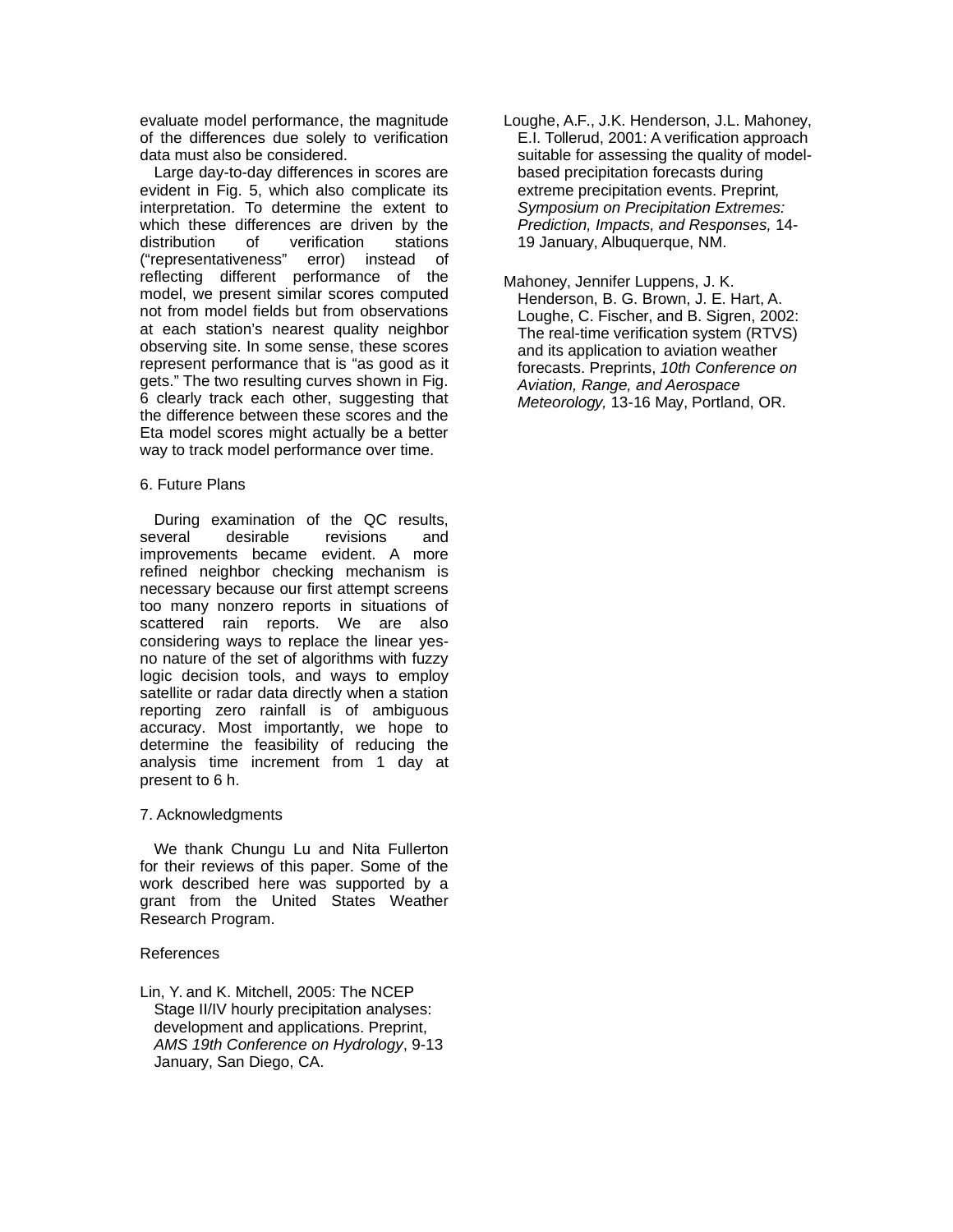evaluate model performance, the magnitude of the differences due solely to verification data must also be considered.

Large day-to-day differences in scores are evident in Fig. 5, which also complicate its interpretation. To determine the extent to which these differences are driven by the distribution of verification stations ("representativeness" error) instead of reflecting different performance of the model, we present similar scores computed not from model fields but from observations at each station's nearest quality neighbor observing site. In some sense, these scores represent performance that is "as good as it gets." The two resulting curves shown in Fig. 6 clearly track each other, suggesting that the difference between these scores and the Eta model scores might actually be a better way to track model performance over time.

## 6. Future Plans

During examination of the QC results, several desirable revisions and improvements became evident. A more refined neighbor checking mechanism is necessary because our first attempt screens too many nonzero reports in situations of scattered rain reports. We are also considering ways to replace the linear yes-no nature of the set of algorithms with fuzzy logic decision tools, and ways to employ satellite or radar data directly when a station reporting zero rainfall is of ambiguous accuracy. Most importantly, we hope to determine the feasibility of reducing the analysis time increment from 1 day at present to 6 h.

## 7. Acknowledgments

We thank Chungu Lu and Nita Fullerton for their reviews of this paper. Some of the work described here was supported by a grant from the United States Weather Research Program.

## References

Lin, Y. and K. Mitchell, 2005: The NCEP Stage II/IV hourly precipitation analyses: development and applications. Preprint, *AMS 19th Conference on Hydrology*, 9-13 January, San Diego, CA.

Loughe, A.F., J.K. Henderson, J.L. Mahoney, E.I. Tollerud, 2001: A verification approach suitable for assessing the quality of model-based precipitation forecasts during extreme precipitation events. Preprint, *Symposium on Precipitation Extremes: Prediction, Impacts, and Responses,* 14-19 January, Albuquerque, NM.

Mahoney, Jennifer Luppens, J. K. Henderson, B. G. Brown, J. E. Hart, A. Loughe, C. Fischer, and B. Sigren, 2002: The real-time verification system (RTVS) and its application to aviation weather forecasts. Preprints, *10th Conference on Aviation, Range, and Aerospace Meteorology,* 13-16 May, Portland, OR.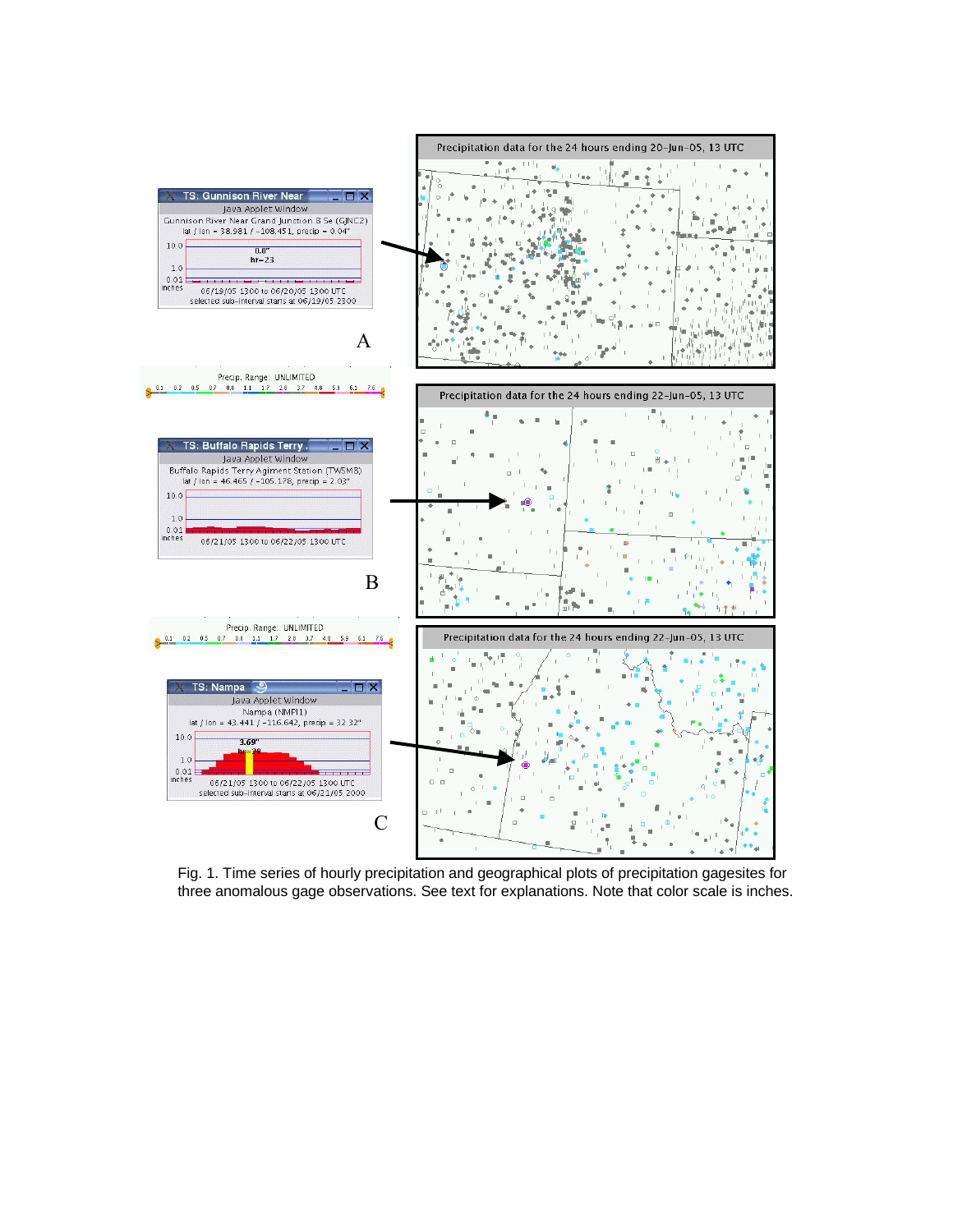Fig. 1. Time series of hourly precipitation and geographical plots of precipitation gagesites for three anomalous gage observations. See text for explanations. Note that color scale is inches.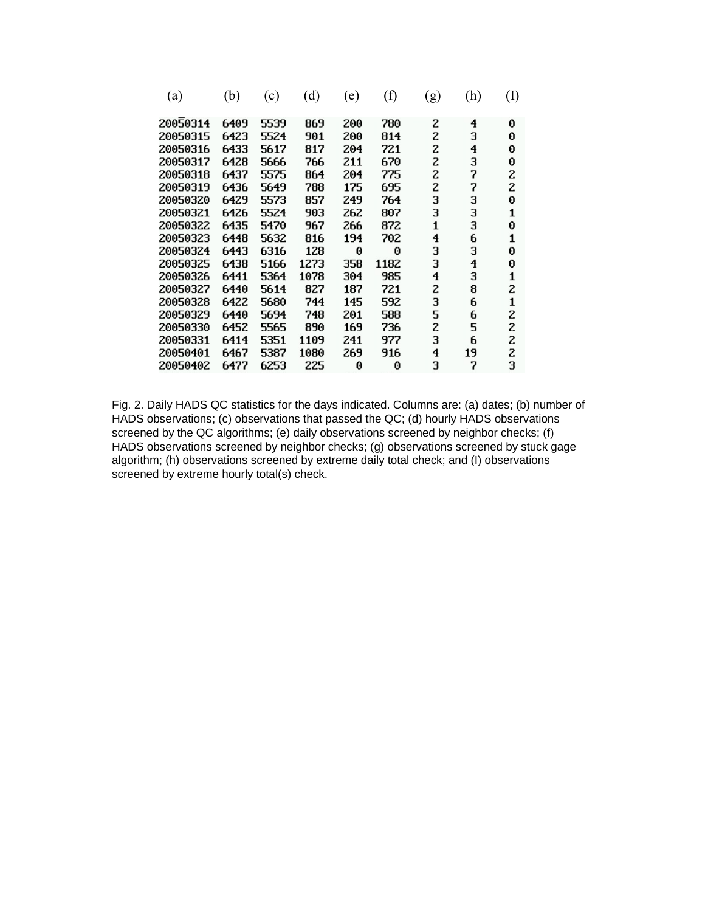| (a) | (b) | (c) | (d) | (e) | (f) | (g) | (h) | (I) |
|---|---|---|---|---|---|---|---|---|
| 20050314 | 6409 | 5539 | 869 | 200 | 780 | 2 | 4 | 0 |
| 20050315 | 6423 | 5524 | 901 | 200 | 814 | 2 | 3 | 0 |
| 20050316 | 6433 | 5617 | 817 | 204 | 721 | 2 | 4 | 0 |
| 20050317 | 6428 | 5666 | 766 | 211 | 670 | 2 | 3 | 0 |
| 20050318 | 6437 | 5575 | 864 | 204 | 775 | 2 | 7 | 2 |
| 20050319 | 6436 | 5649 | 788 | 175 | 695 | 2 | 7 | 2 |
| 20050320 | 6429 | 5573 | 857 | 249 | 764 | 3 | 3 | 0 |
| 20050321 | 6426 | 5524 | 903 | 262 | 807 | 3 | 3 | 1 |
| 20050322 | 6435 | 5470 | 967 | 266 | 872 | 1 | 3 | 0 |
| 20050323 | 6448 | 5632 | 816 | 194 | 702 | 4 | 6 | 1 |
| 20050324 | 6443 | 6316 | 128 | 0 | 0 | 3 | 3 | 0 |
| 20050325 | 6438 | 5166 | 1273 | 358 | 1182 | 3 | 4 | 0 |
| 20050326 | 6441 | 5364 | 1078 | 304 | 985 | 4 | 3 | 1 |
| 20050327 | 6440 | 5614 | 827 | 187 | 721 | 2 | 8 | 2 |
| 20050328 | 6422 | 5680 | 744 | 145 | 592 | 3 | 6 | 1 |
| 20050329 | 6440 | 5694 | 748 | 201 | 588 | 5 | 6 | 2 |
| 20050330 | 6452 | 5565 | 890 | 169 | 736 | 2 | 5 | 2 |
| 20050331 | 6414 | 5351 | 1109 | 241 | 977 | 3 | 6 | 2 |
| 20050401 | 6467 | 5387 | 1080 | 269 | 916 | 4 | 19 | 2 |
| 20050402 | 6477 | 6253 | 225 | 0 | 0 | 3 | 7 | 3 |

Fig. 2. Daily HADS QC statistics for the days indicated. Columns are: (a) dates; (b) number of HADS observations; (c) observations that passed the QC; (d) hourly HADS observations screened by the QC algorithms; (e) daily observations screened by neighbor checks; (f) HADS observations screened by neighbor checks; (g) observations screened by stuck gage algorithm; (h) observations screened by extreme daily total check; and (I) observations screened by extreme hourly total(s) check.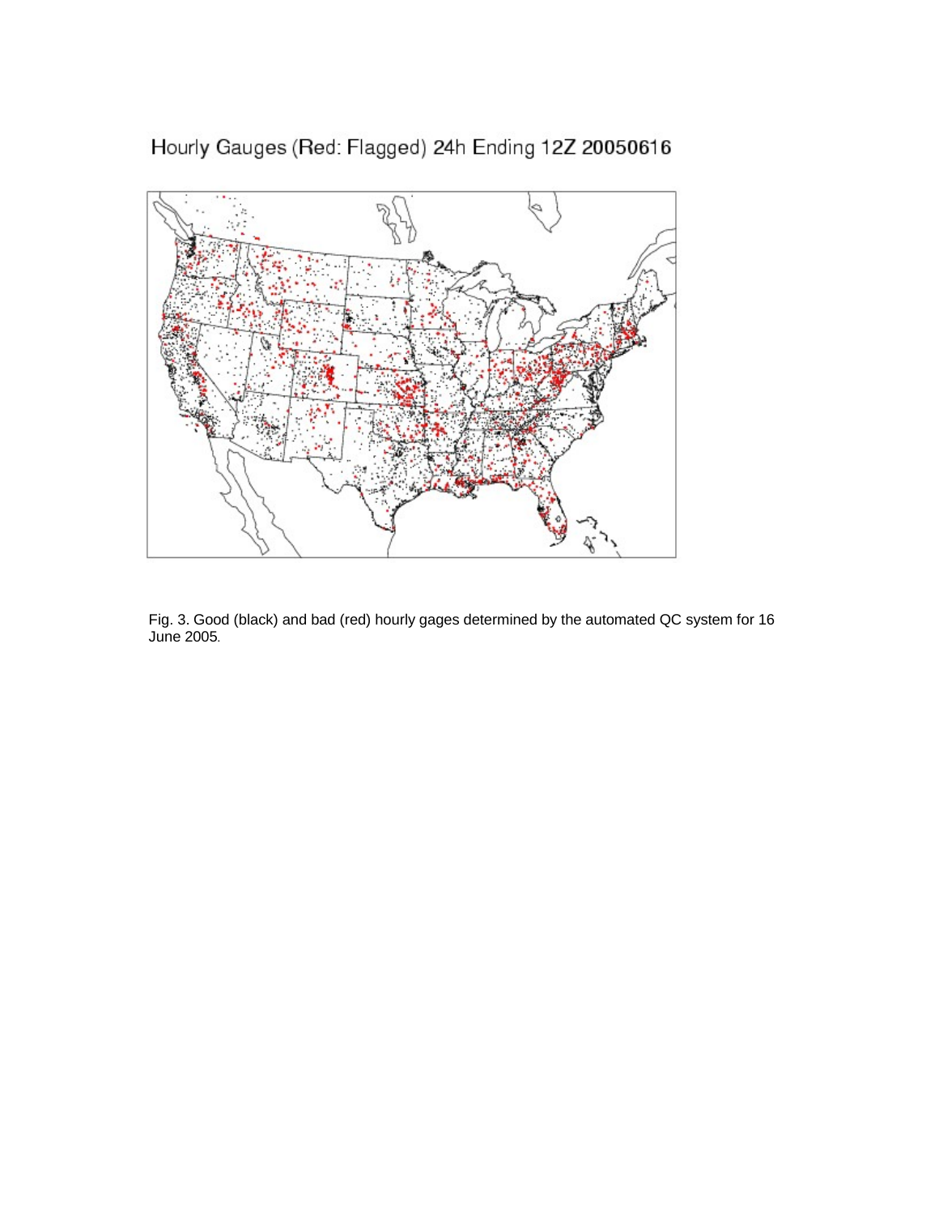Fig. 3. Good (black) and bad (red) hourly gages determined by the automated QC system for 16 June 2005.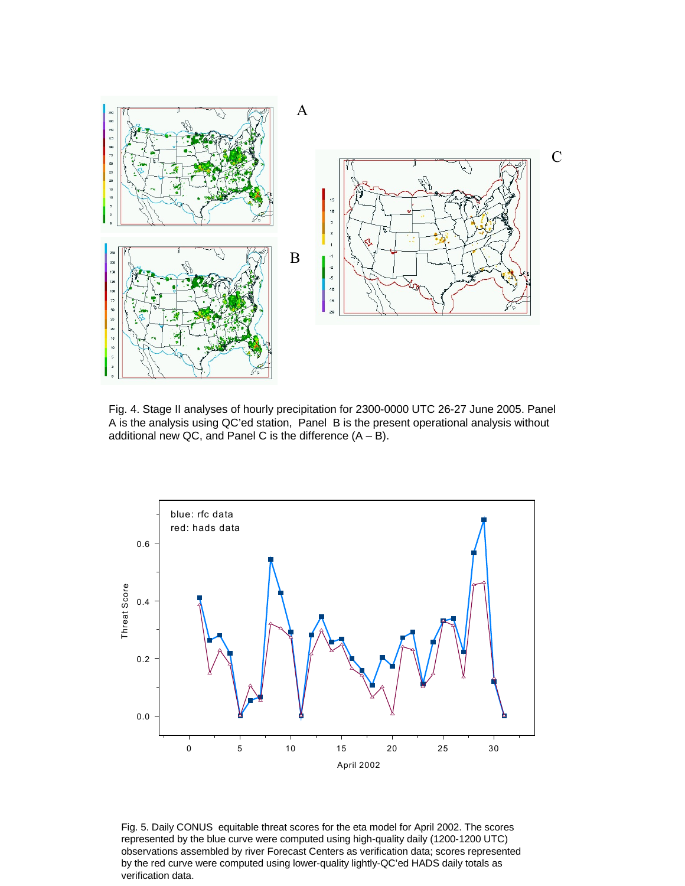Fig. 4. Stage II analyses of hourly precipitation for 2300-0000 UTC 26-27 June 2005. Panel A is the analysis using QC'ed station, Panel B is the present operational analysis without additional new QC, and Panel C is the difference (A – B).

Fig. 5. Daily CONUS equitable threat scores for the eta model for April 2002. The scores represented by the blue curve were computed using high-quality daily (1200-1200 UTC) observations assembled by river Forecast Centers as verification data; scores represented by the red curve were computed using lower-quality lightly-QC'ed HADS daily totals as verification data.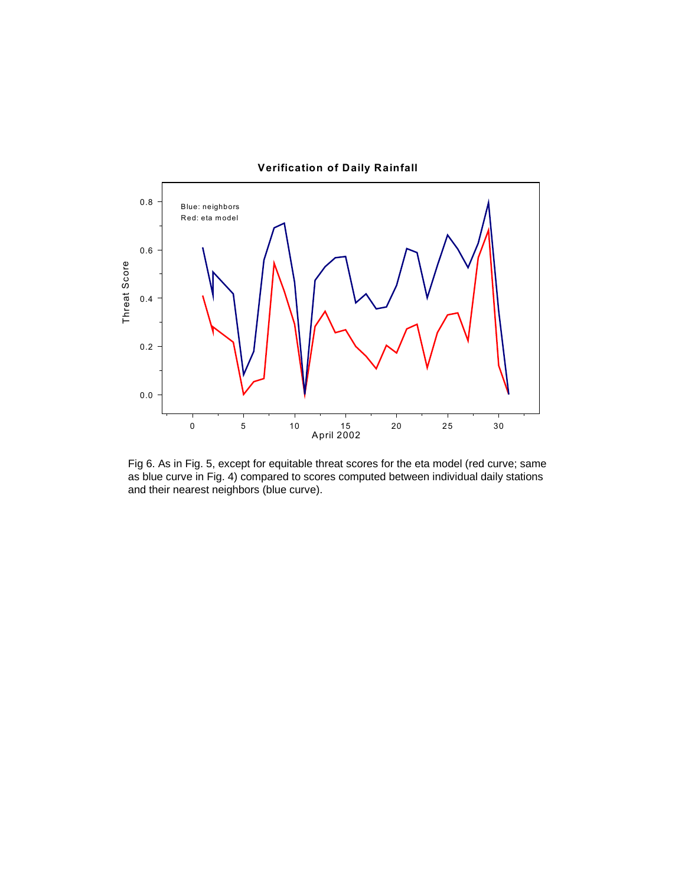Fig 6. As in Fig. 5, except for equitable threat scores for the eta model (red curve; same as blue curve in Fig. 4) compared to scores computed between individual daily stations and their nearest neighbors (blue curve).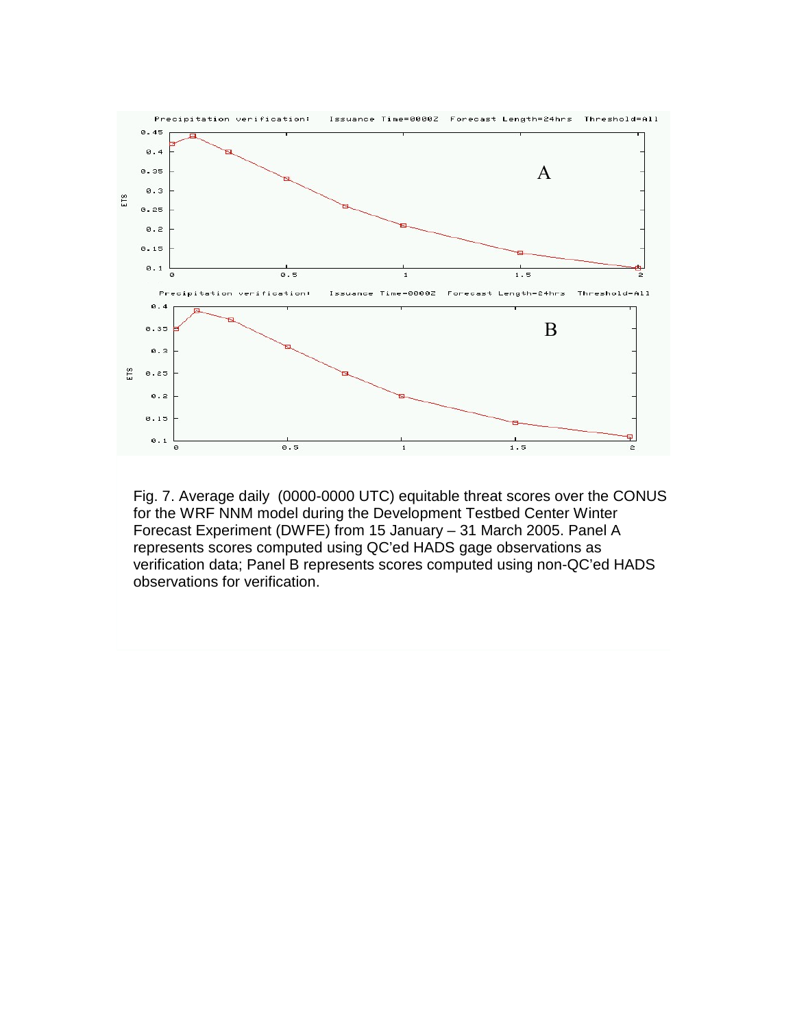Precipitation verification: Issuance Time=0000Z Forecast Length=24hrs Threshold=All

ETS

0.45
0.4
0.35
0.3
0.25
0.2
0.15
0.1

0 0.5 1 1.5 2

A

Precipitation verification: Issuance Time=0000Z Forecast Length=24hrs Threshold=All

ETS

0.4
0.35
0.3
0.25
0.2
0.15
0.1

0 0.5 1 1.5 2

B

Fig. 7. Average daily (0000-0000 UTC) equitable threat scores over the CONUS for the WRF NNM model during the Development Testbed Center Winter Forecast Experiment (DWFE) from 15 January – 31 March 2005. Panel A represents scores computed using QC'ed HADS gage observations as verification data; Panel B represents scores computed using non-QC'ed HADS observations for verification.